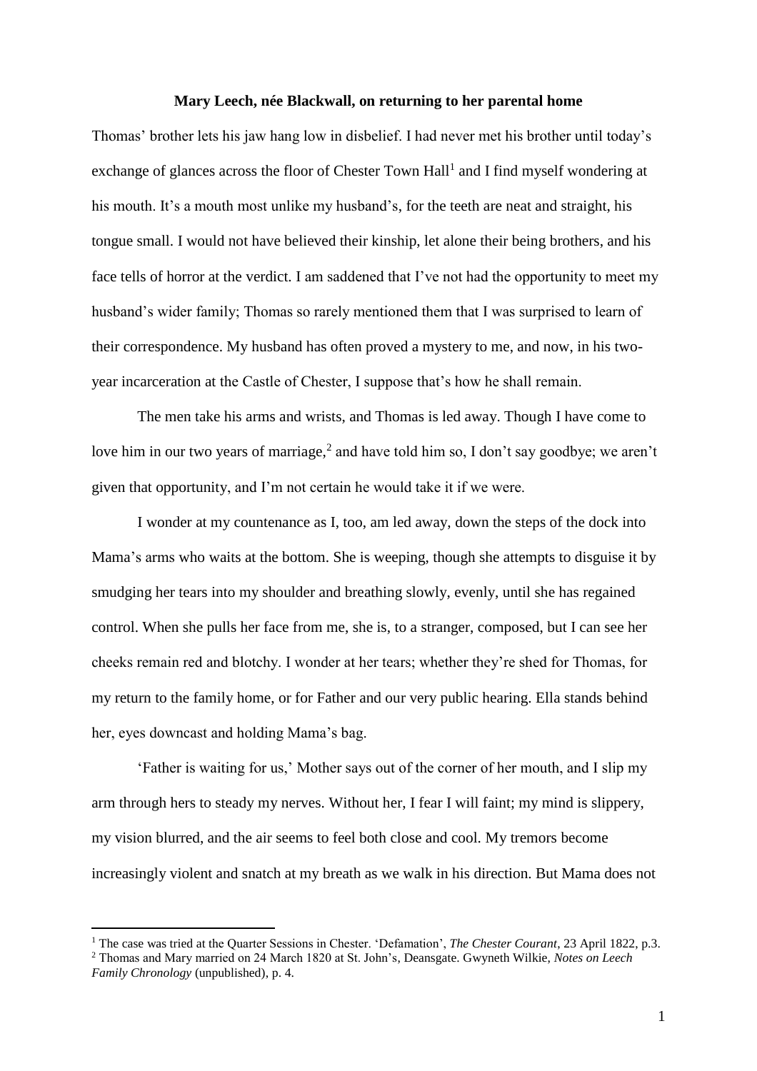**Mary Leech, née Blackwall, on returning to her parental home**

Thomas' brother lets his jaw hang low in disbelief. I had never met his brother until today's exchange of glances across the floor of Chester Town Hall[1] and I find myself wondering at his mouth. It's a mouth most unlike my husband's, for the teeth are neat and straight, his tongue small. I would not have believed their kinship, let alone their being brothers, and his face tells of horror at the verdict. I am saddened that I've not had the opportunity to meet my husband's wider family; Thomas so rarely mentioned them that I was surprised to learn of their correspondence. My husband has often proved a mystery to me, and now, in his two-year incarceration at the Castle of Chester, I suppose that's how he shall remain.

The men take his arms and wrists, and Thomas is led away. Though I have come to love him in our two years of marriage,[2] and have told him so, I don't say goodbye; we aren't given that opportunity, and I'm not certain he would take it if we were.

I wonder at my countenance as I, too, am led away, down the steps of the dock into Mama's arms who waits at the bottom. She is weeping, though she attempts to disguise it by smudging her tears into my shoulder and breathing slowly, evenly, until she has regained control. When she pulls her face from me, she is, to a stranger, composed, but I can see her cheeks remain red and blotchy. I wonder at her tears; whether they're shed for Thomas, for my return to the family home, or for Father and our very public hearing. Ella stands behind her, eyes downcast and holding Mama's bag.

'Father is waiting for us,' Mother says out of the corner of her mouth, and I slip my arm through hers to steady my nerves. Without her, I fear I will faint; my mind is slippery, my vision blurred, and the air seems to feel both close and cool. My tremors become increasingly violent and snatch at my breath as we walk in his direction. But Mama does not

---

[1] The case was tried at the Quarter Sessions in Chester. 'Defamation', *The Chester Courant*, 23 April 1822, p.3.

[2] Thomas and Mary married on 24 March 1820 at St. John's, Deansgate. Gwyneth Wilkie, *Notes on Leech Family Chronology* (unpublished), p. 4.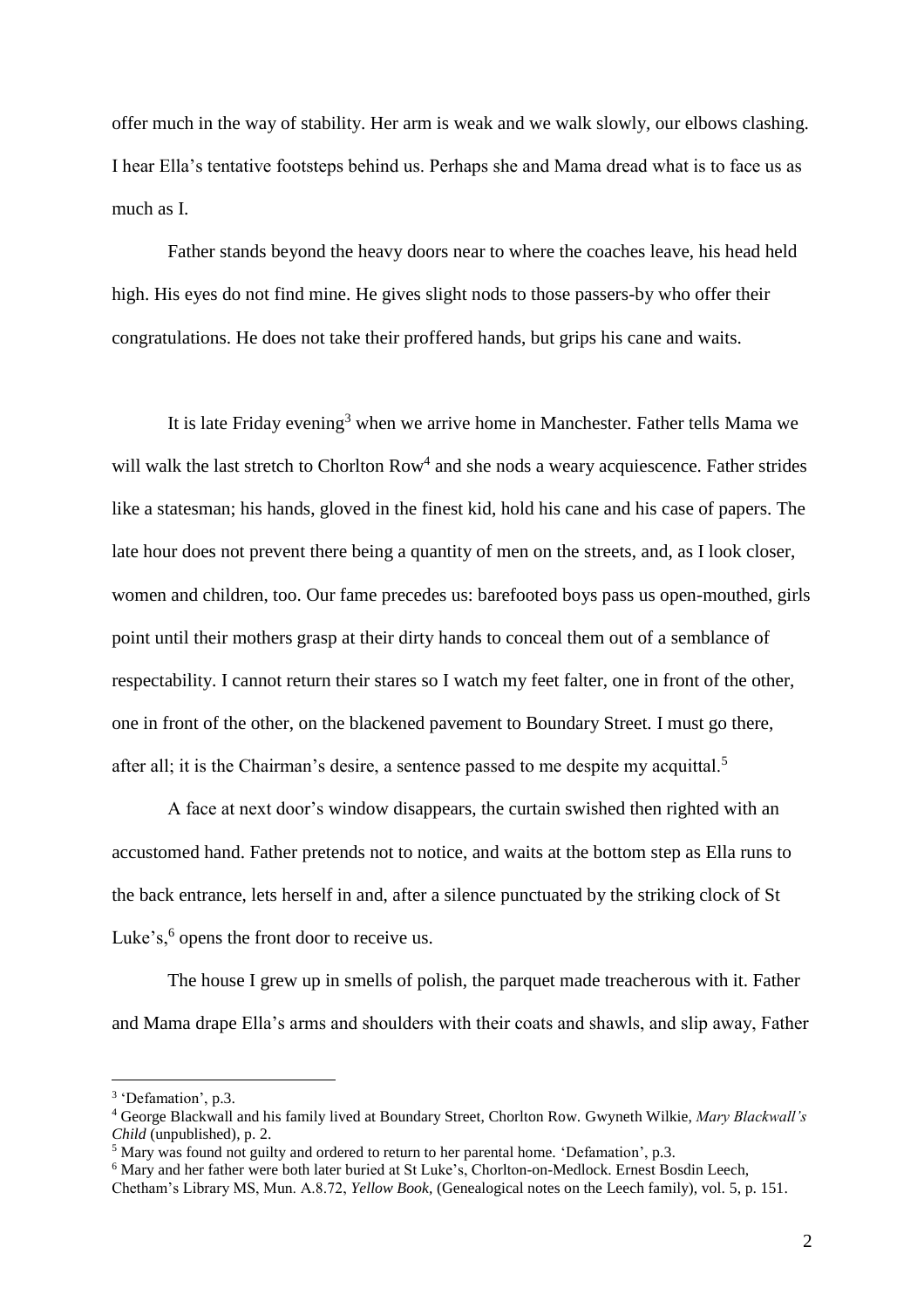offer much in the way of stability. Her arm is weak and we walk slowly, our elbows clashing. I hear Ella's tentative footsteps behind us. Perhaps she and Mama dread what is to face us as much as I.

Father stands beyond the heavy doors near to where the coaches leave, his head held high. His eyes do not find mine. He gives slight nods to those passers-by who offer their congratulations. He does not take their proffered hands, but grips his cane and waits.

It is late Friday evening[3] when we arrive home in Manchester. Father tells Mama we will walk the last stretch to Chorlton Row[4] and she nods a weary acquiescence. Father strides like a statesman; his hands, gloved in the finest kid, hold his cane and his case of papers. The late hour does not prevent there being a quantity of men on the streets, and, as I look closer, women and children, too. Our fame precedes us: barefooted boys pass us open-mouthed, girls point until their mothers grasp at their dirty hands to conceal them out of a semblance of respectability. I cannot return their stares so I watch my feet falter, one in front of the other, one in front of the other, on the blackened pavement to Boundary Street. I must go there, after all; it is the Chairman's desire, a sentence passed to me despite my acquittal.[5]

A face at next door's window disappears, the curtain swished then righted with an accustomed hand. Father pretends not to notice, and waits at the bottom step as Ella runs to the back entrance, lets herself in and, after a silence punctuated by the striking clock of St Luke's,[6] opens the front door to receive us.

The house I grew up in smells of polish, the parquet made treacherous with it. Father and Mama drape Ella's arms and shoulders with their coats and shawls, and slip away, Father

---

[3] 'Defamation', p.3.

[4] George Blackwall and his family lived at Boundary Street, Chorlton Row. Gwyneth Wilkie, *Mary Blackwall's Child* (unpublished), p. 2.

[5] Mary was found not guilty and ordered to return to her parental home. 'Defamation', p.3.

[6] Mary and her father were both later buried at St Luke's, Chorlton-on-Medlock. Ernest Bosdin Leech, Chetham's Library MS, Mun. A.8.72, *Yellow Book*, (Genealogical notes on the Leech family), vol. 5, p. 151.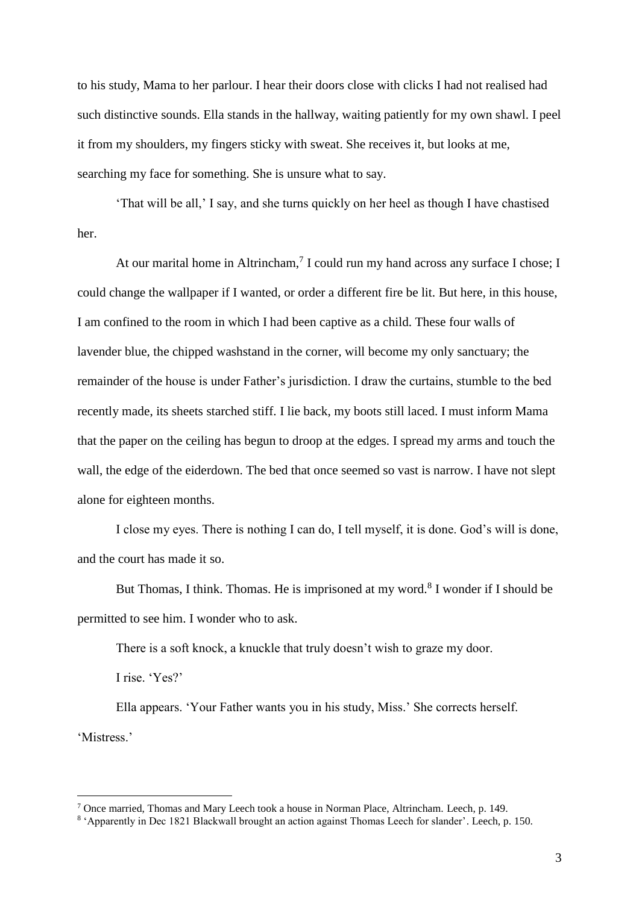to his study, Mama to her parlour. I hear their doors close with clicks I had not realised had such distinctive sounds. Ella stands in the hallway, waiting patiently for my own shawl. I peel it from my shoulders, my fingers sticky with sweat. She receives it, but looks at me, searching my face for something. She is unsure what to say.

'That will be all,' I say, and she turns quickly on her heel as though I have chastised her.

At our marital home in Altrincham,[7] I could run my hand across any surface I chose; I could change the wallpaper if I wanted, or order a different fire be lit. But here, in this house, I am confined to the room in which I had been captive as a child. These four walls of lavender blue, the chipped washstand in the corner, will become my only sanctuary; the remainder of the house is under Father's jurisdiction. I draw the curtains, stumble to the bed recently made, its sheets starched stiff. I lie back, my boots still laced. I must inform Mama that the paper on the ceiling has begun to droop at the edges. I spread my arms and touch the wall, the edge of the eiderdown. The bed that once seemed so vast is narrow. I have not slept alone for eighteen months.

I close my eyes. There is nothing I can do, I tell myself, it is done. God's will is done, and the court has made it so.

But Thomas, I think. Thomas. He is imprisoned at my word.[8] I wonder if I should be permitted to see him. I wonder who to ask.

There is a soft knock, a knuckle that truly doesn't wish to graze my door.

I rise. 'Yes?'

Ella appears. 'Your Father wants you in his study, Miss.' She corrects herself. 'Mistress.'

---

[7] Once married, Thomas and Mary Leech took a house in Norman Place, Altrincham. Leech, p. 149.

[8] 'Apparently in Dec 1821 Blackwall brought an action against Thomas Leech for slander'. Leech, p. 150.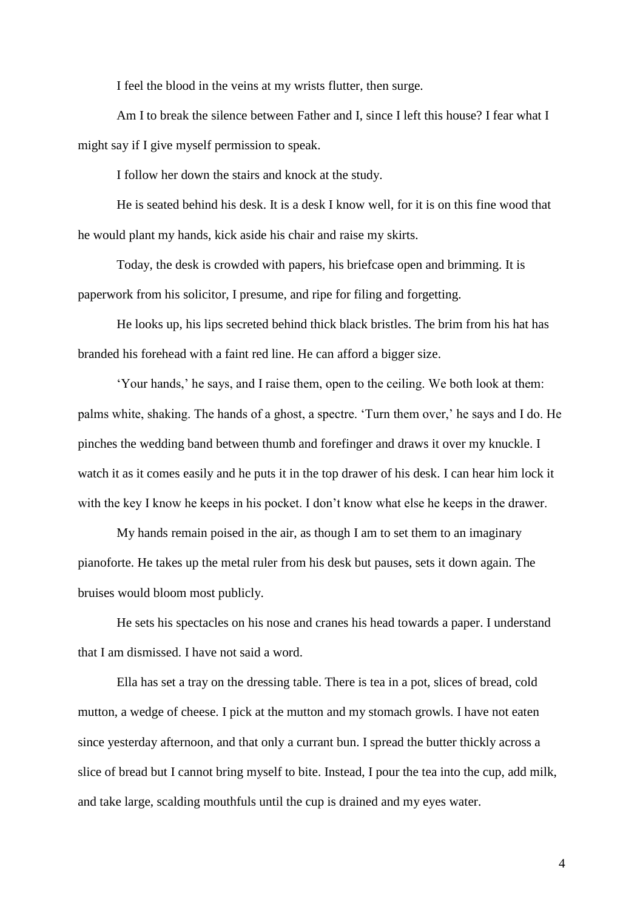I feel the blood in the veins at my wrists flutter, then surge.

Am I to break the silence between Father and I, since I left this house? I fear what I might say if I give myself permission to speak.

I follow her down the stairs and knock at the study.

He is seated behind his desk. It is a desk I know well, for it is on this fine wood that he would plant my hands, kick aside his chair and raise my skirts.

Today, the desk is crowded with papers, his briefcase open and brimming. It is paperwork from his solicitor, I presume, and ripe for filing and forgetting.

He looks up, his lips secreted behind thick black bristles. The brim from his hat has branded his forehead with a faint red line. He can afford a bigger size.

'Your hands,' he says, and I raise them, open to the ceiling. We both look at them: palms white, shaking. The hands of a ghost, a spectre. 'Turn them over,' he says and I do. He pinches the wedding band between thumb and forefinger and draws it over my knuckle. I watch it as it comes easily and he puts it in the top drawer of his desk. I can hear him lock it with the key I know he keeps in his pocket. I don't know what else he keeps in the drawer.

My hands remain poised in the air, as though I am to set them to an imaginary pianoforte. He takes up the metal ruler from his desk but pauses, sets it down again. The bruises would bloom most publicly.

He sets his spectacles on his nose and cranes his head towards a paper. I understand that I am dismissed. I have not said a word.

Ella has set a tray on the dressing table. There is tea in a pot, slices of bread, cold mutton, a wedge of cheese. I pick at the mutton and my stomach growls. I have not eaten since yesterday afternoon, and that only a currant bun. I spread the butter thickly across a slice of bread but I cannot bring myself to bite. Instead, I pour the tea into the cup, add milk, and take large, scalding mouthfuls until the cup is drained and my eyes water.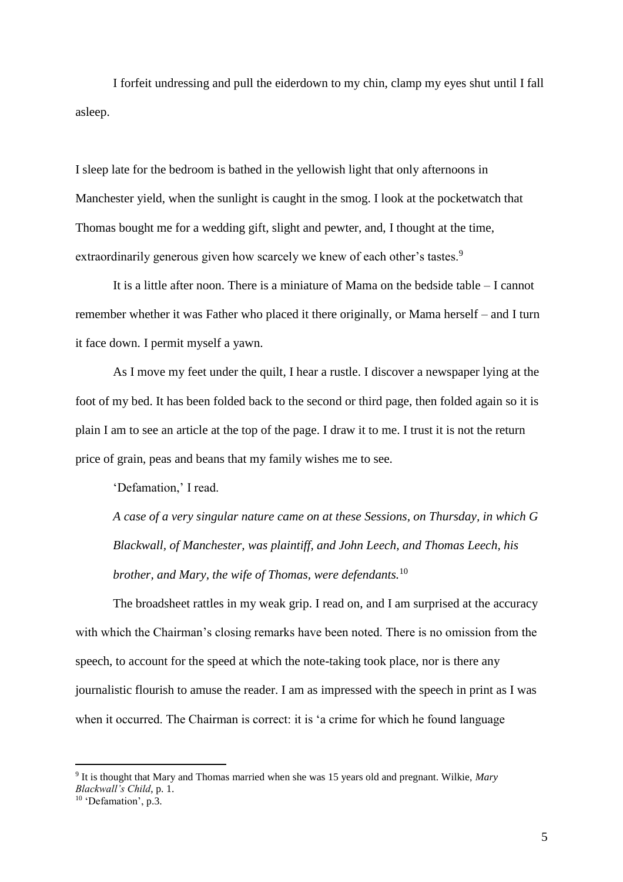I forfeit undressing and pull the eiderdown to my chin, clamp my eyes shut until I fall asleep.

I sleep late for the bedroom is bathed in the yellowish light that only afternoons in Manchester yield, when the sunlight is caught in the smog. I look at the pocketwatch that Thomas bought me for a wedding gift, slight and pewter, and, I thought at the time, extraordinarily generous given how scarcely we knew of each other's tastes.[9]

It is a little after noon. There is a miniature of Mama on the bedside table – I cannot remember whether it was Father who placed it there originally, or Mama herself – and I turn it face down. I permit myself a yawn.

As I move my feet under the quilt, I hear a rustle. I discover a newspaper lying at the foot of my bed. It has been folded back to the second or third page, then folded again so it is plain I am to see an article at the top of the page. I draw it to me. I trust it is not the return price of grain, peas and beans that my family wishes me to see.

'Defamation,' I read.

*A case of a very singular nature came on at these Sessions, on Thursday, in which G Blackwall, of Manchester, was plaintiff, and John Leech, and Thomas Leech, his brother, and Mary, the wife of Thomas, were defendants.*[10]

The broadsheet rattles in my weak grip. I read on, and I am surprised at the accuracy with which the Chairman's closing remarks have been noted. There is no omission from the speech, to account for the speed at which the note-taking took place, nor is there any journalistic flourish to amuse the reader. I am as impressed with the speech in print as I was when it occurred. The Chairman is correct: it is 'a crime for which he found language

---

[9] It is thought that Mary and Thomas married when she was 15 years old and pregnant. Wilkie, *Mary Blackwall's Child*, p. 1.

[10] 'Defamation', p.3.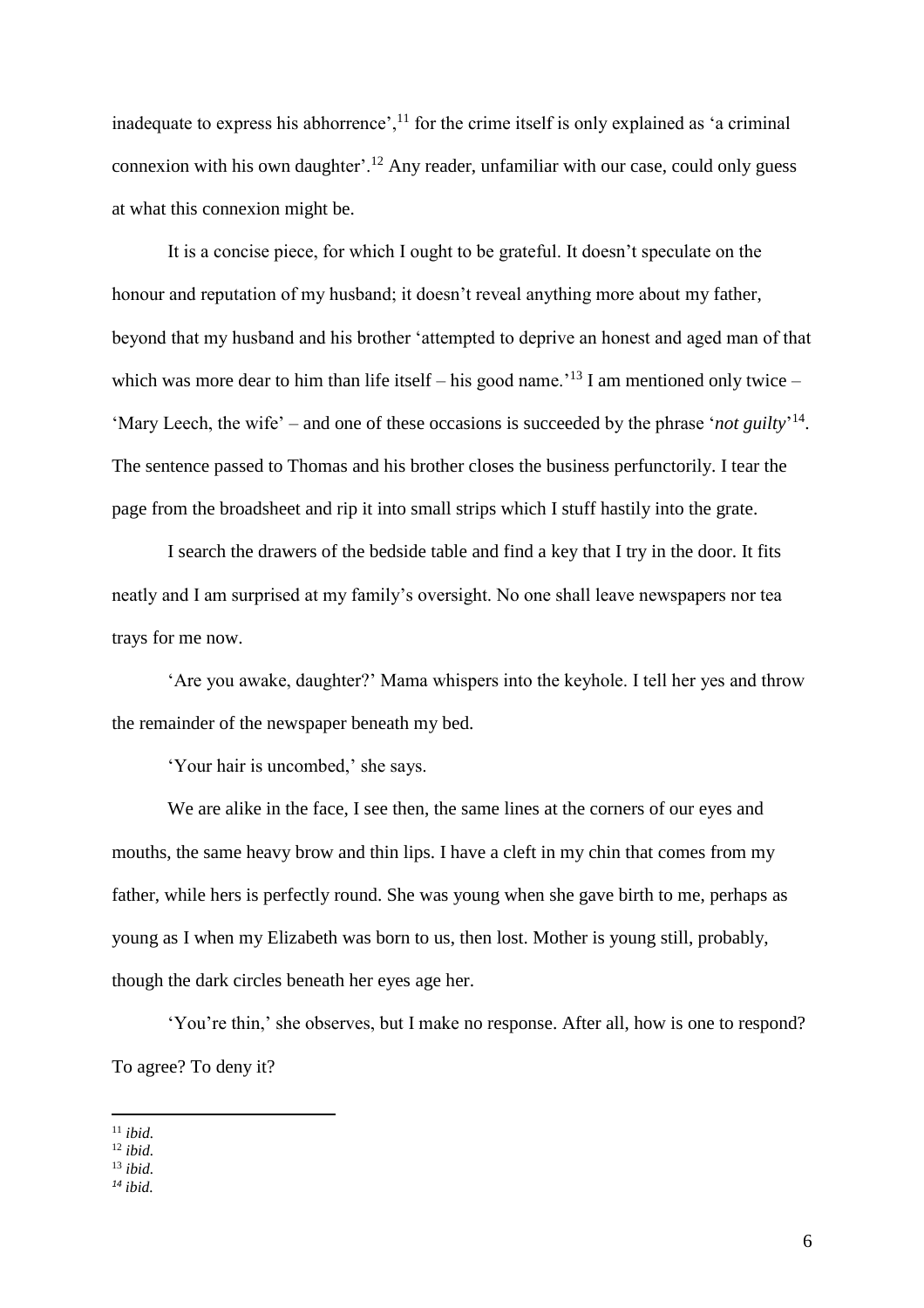inadequate to express his abhorrence',[11] for the crime itself is only explained as 'a criminal connexion with his own daughter'.[12] Any reader, unfamiliar with our case, could only guess at what this connexion might be.

It is a concise piece, for which I ought to be grateful. It doesn't speculate on the honour and reputation of my husband; it doesn't reveal anything more about my father, beyond that my husband and his brother 'attempted to deprive an honest and aged man of that which was more dear to him than life itself – his good name.'[13] I am mentioned only twice – 'Mary Leech, the wife' – and one of these occasions is succeeded by the phrase '*not guilty*'[14]. The sentence passed to Thomas and his brother closes the business perfunctorily. I tear the page from the broadsheet and rip it into small strips which I stuff hastily into the grate.

I search the drawers of the bedside table and find a key that I try in the door. It fits neatly and I am surprised at my family's oversight. No one shall leave newspapers nor tea trays for me now.

'Are you awake, daughter?' Mama whispers into the keyhole. I tell her yes and throw the remainder of the newspaper beneath my bed.

'Your hair is uncombed,' she says.

We are alike in the face, I see then, the same lines at the corners of our eyes and mouths, the same heavy brow and thin lips. I have a cleft in my chin that comes from my father, while hers is perfectly round. She was young when she gave birth to me, perhaps as young as I when my Elizabeth was born to us, then lost. Mother is young still, probably, though the dark circles beneath her eyes age her.

'You're thin,' she observes, but I make no response. After all, how is one to respond? To agree? To deny it?

---

[11] *ibid.*

[12] *ibid.*

[13] *ibid.*

[14] *ibid.*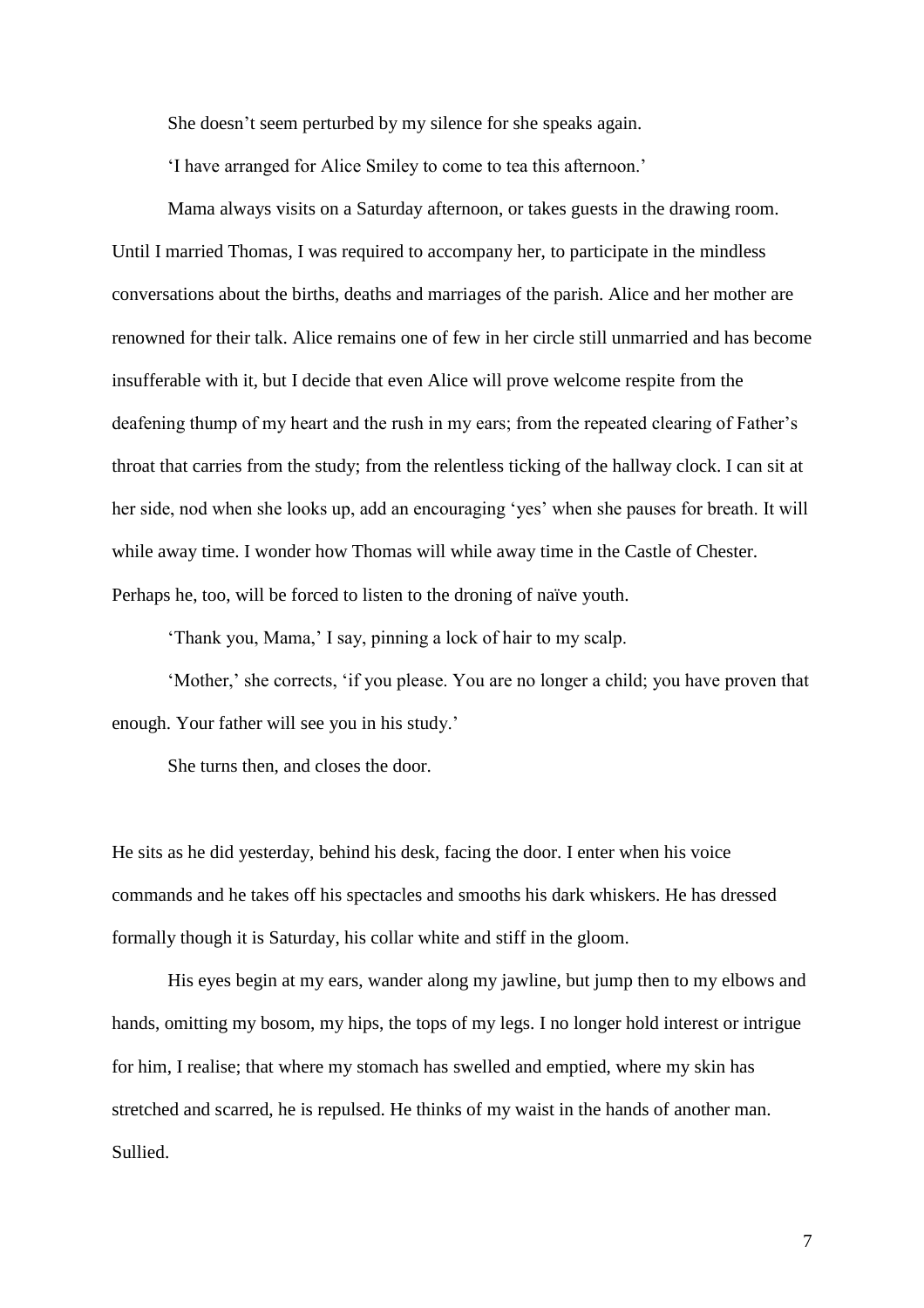She doesn't seem perturbed by my silence for she speaks again.

'I have arranged for Alice Smiley to come to tea this afternoon.'

Mama always visits on a Saturday afternoon, or takes guests in the drawing room. Until I married Thomas, I was required to accompany her, to participate in the mindless conversations about the births, deaths and marriages of the parish. Alice and her mother are renowned for their talk. Alice remains one of few in her circle still unmarried and has become insufferable with it, but I decide that even Alice will prove welcome respite from the deafening thump of my heart and the rush in my ears; from the repeated clearing of Father's throat that carries from the study; from the relentless ticking of the hallway clock. I can sit at her side, nod when she looks up, add an encouraging 'yes' when she pauses for breath. It will while away time. I wonder how Thomas will while away time in the Castle of Chester. Perhaps he, too, will be forced to listen to the droning of naïve youth.

'Thank you, Mama,' I say, pinning a lock of hair to my scalp.

'Mother,' she corrects, 'if you please. You are no longer a child; you have proven that enough. Your father will see you in his study.'

She turns then, and closes the door.

He sits as he did yesterday, behind his desk, facing the door. I enter when his voice commands and he takes off his spectacles and smooths his dark whiskers. He has dressed formally though it is Saturday, his collar white and stiff in the gloom.

His eyes begin at my ears, wander along my jawline, but jump then to my elbows and hands, omitting my bosom, my hips, the tops of my legs. I no longer hold interest or intrigue for him, I realise; that where my stomach has swelled and emptied, where my skin has stretched and scarred, he is repulsed. He thinks of my waist in the hands of another man. Sullied.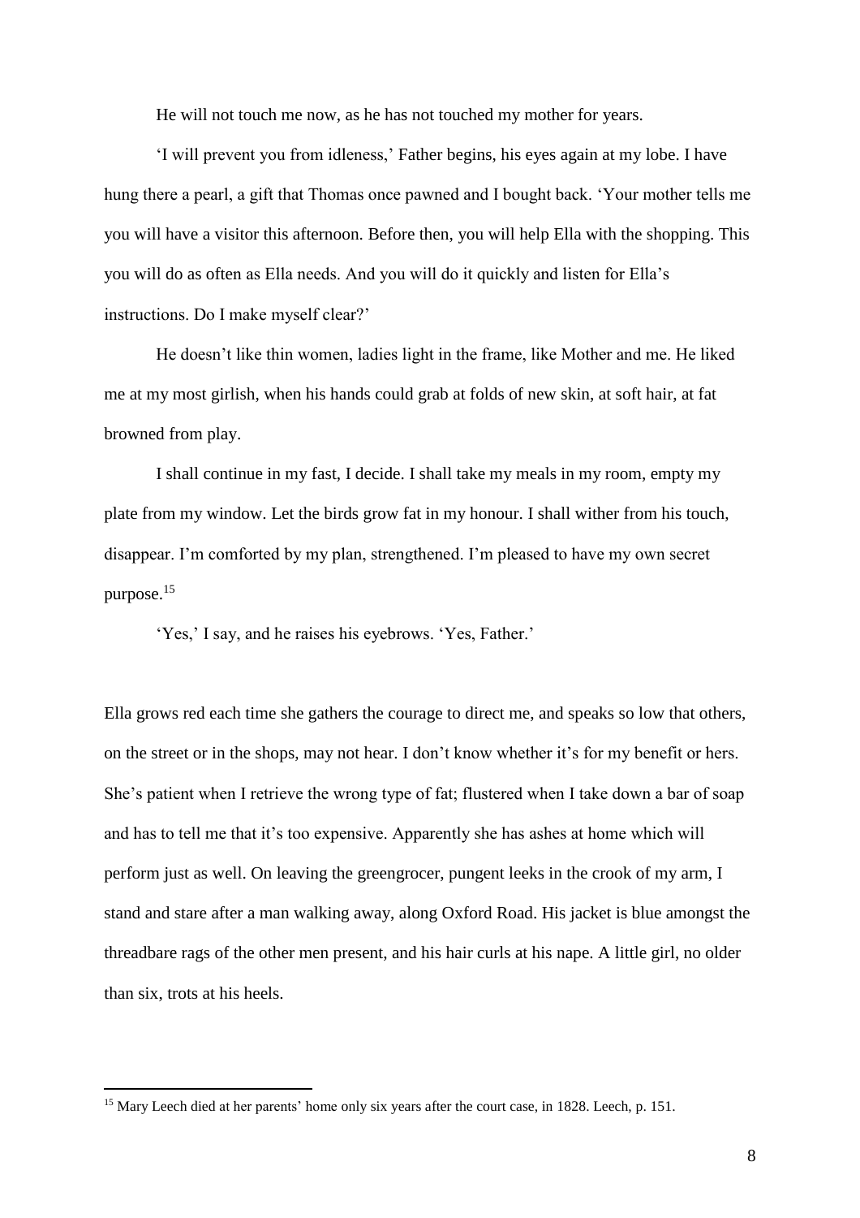He will not touch me now, as he has not touched my mother for years.

'I will prevent you from idleness,' Father begins, his eyes again at my lobe. I have hung there a pearl, a gift that Thomas once pawned and I bought back. 'Your mother tells me you will have a visitor this afternoon. Before then, you will help Ella with the shopping. This you will do as often as Ella needs. And you will do it quickly and listen for Ella's instructions. Do I make myself clear?'

He doesn't like thin women, ladies light in the frame, like Mother and me. He liked me at my most girlish, when his hands could grab at folds of new skin, at soft hair, at fat browned from play.

I shall continue in my fast, I decide. I shall take my meals in my room, empty my plate from my window. Let the birds grow fat in my honour. I shall wither from his touch, disappear. I'm comforted by my plan, strengthened. I'm pleased to have my own secret purpose.[15]

'Yes,' I say, and he raises his eyebrows. 'Yes, Father.'

Ella grows red each time she gathers the courage to direct me, and speaks so low that others, on the street or in the shops, may not hear. I don't know whether it's for my benefit or hers. She's patient when I retrieve the wrong type of fat; flustered when I take down a bar of soap and has to tell me that it's too expensive. Apparently she has ashes at home which will perform just as well. On leaving the greengrocer, pungent leeks in the crook of my arm, I stand and stare after a man walking away, along Oxford Road. His jacket is blue amongst the threadbare rags of the other men present, and his hair curls at his nape. A little girl, no older than six, trots at his heels.

---

[15] Mary Leech died at her parents' home only six years after the court case, in 1828. Leech, p. 151.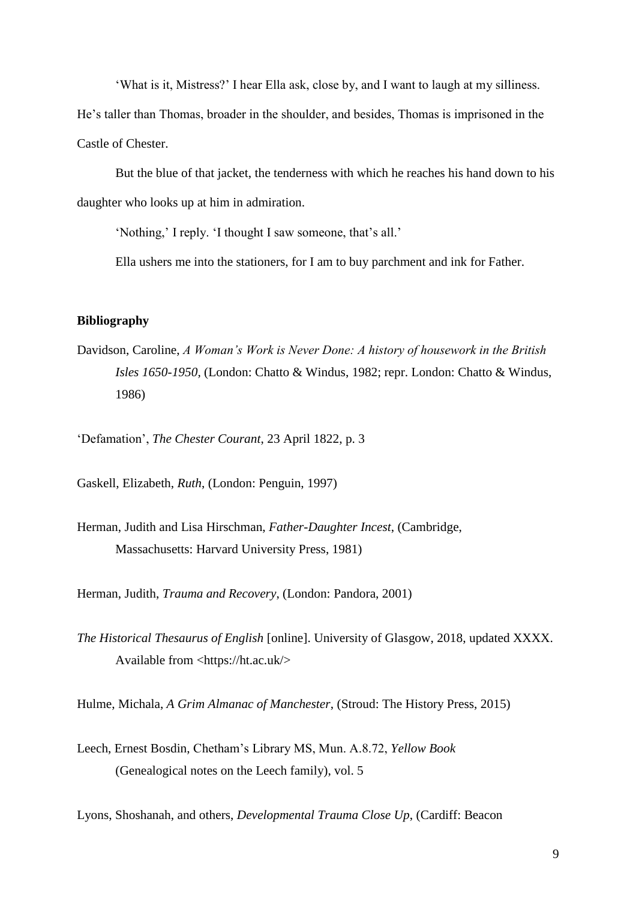'What is it, Mistress?' I hear Ella ask, close by, and I want to laugh at my silliness. He's taller than Thomas, broader in the shoulder, and besides, Thomas is imprisoned in the Castle of Chester.

But the blue of that jacket, the tenderness with which he reaches his hand down to his daughter who looks up at him in admiration.

'Nothing,' I reply. 'I thought I saw someone, that's all.'

Ella ushers me into the stationers, for I am to buy parchment and ink for Father.

## Bibliography

Davidson, Caroline, *A Woman's Work is Never Done: A history of housework in the British Isles 1650-1950*, (London: Chatto & Windus, 1982; repr. London: Chatto & Windus, 1986)

'Defamation', *The Chester Courant*, 23 April 1822, p. 3

Gaskell, Elizabeth, *Ruth*, (London: Penguin, 1997)

Herman, Judith and Lisa Hirschman, *Father-Daughter Incest*, (Cambridge, Massachusetts: Harvard University Press, 1981)

Herman, Judith, *Trauma and Recovery*, (London: Pandora, 2001)

*The Historical Thesaurus of English* [online]. University of Glasgow, 2018, updated XXXX. Available from <https://ht.ac.uk/>

Hulme, Michala, *A Grim Almanac of Manchester*, (Stroud: The History Press, 2015)

Leech, Ernest Bosdin, Chetham's Library MS, Mun. A.8.72, *Yellow Book* (Genealogical notes on the Leech family), vol. 5

Lyons, Shoshanah, and others, *Developmental Trauma Close Up*, (Cardiff: Beacon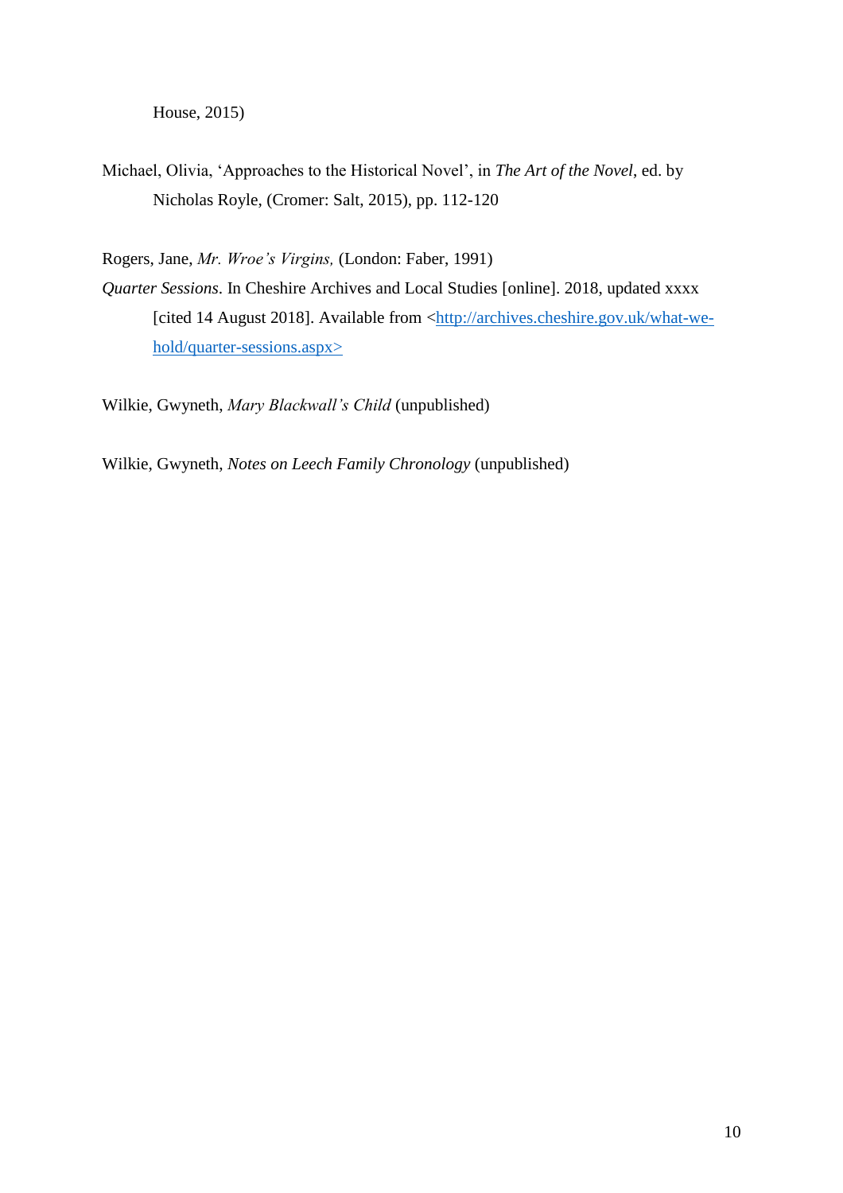House, 2015)

Michael, Olivia, 'Approaches to the Historical Novel', in *The Art of the Novel*, ed. by Nicholas Royle, (Cromer: Salt, 2015), pp. 112-120

Rogers, Jane, *Mr. Wroe's Virgins,* (London: Faber, 1991)

*Quarter Sessions*. In Cheshire Archives and Local Studies [online]. 2018, updated xxxx [cited 14 August 2018]. Available from <http://archives.cheshire.gov.uk/what-we-hold/quarter-sessions.aspx>

Wilkie, Gwyneth, *Mary Blackwall's Child* (unpublished)

Wilkie, Gwyneth, *Notes on Leech Family Chronology* (unpublished)